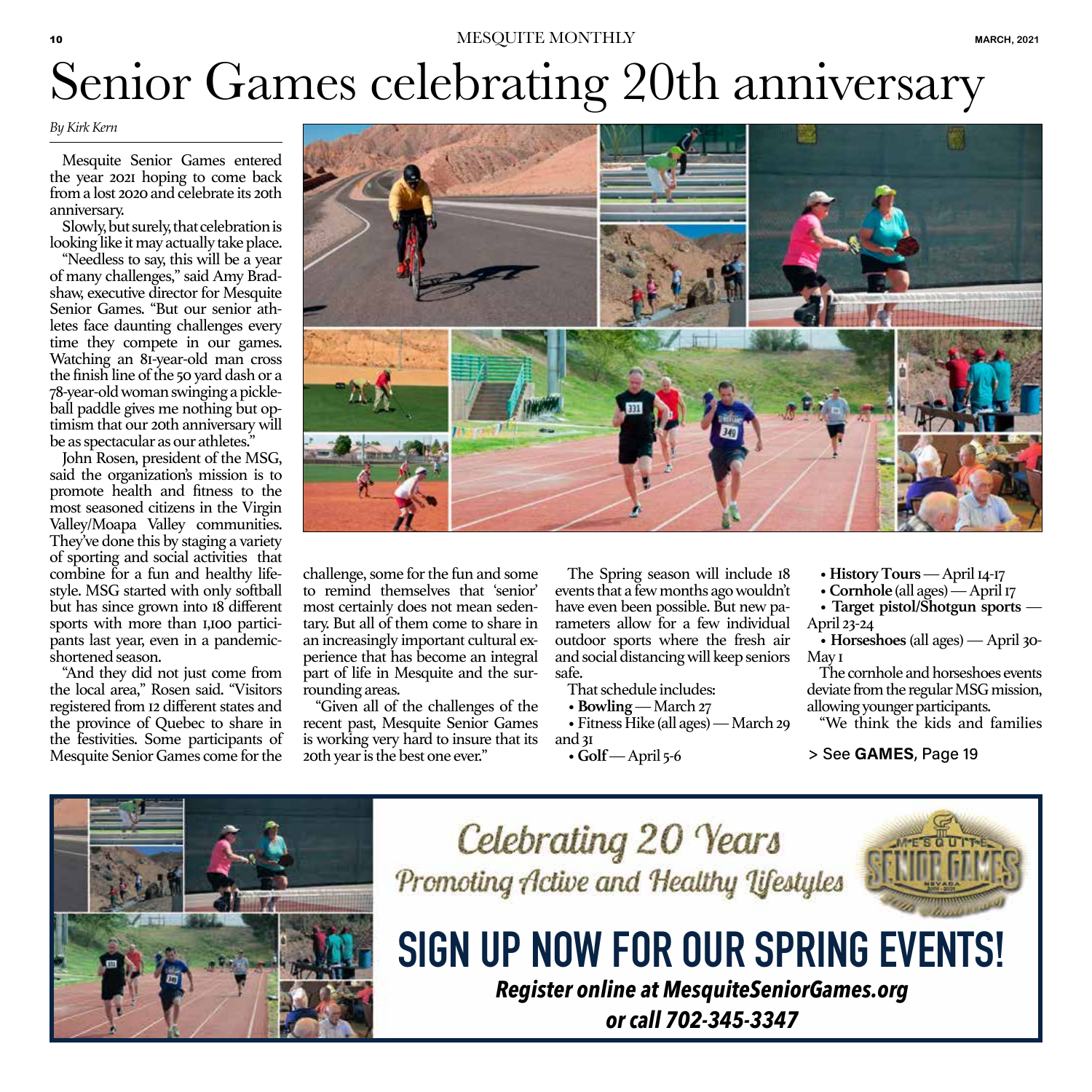# Senior Games celebrating 20th anniversary

*By Kirk Kern*

Mesquite Senior Games entered the year 2021 hoping to come back from a lost 2020 and celebrate its 20th anniversary.

Slowly, but surely, that celebration is looking like it may actually take place.

"Needless to say, this will be a year of many challenges," said Amy Bradshaw, executive director for Mesquite Senior Games. "But our senior athletes face daunting challenges every time they compete in our games. Watching an 81-year-old man cross the finish line of the 50 yard dash or a 78-year-old woman swinging a pickleball paddle gives me nothing but optimism that our 20th anniversary will be as spectacular as our athletes."

John Rosen, president of the MSG, said the organization's mission is to promote health and fitness to the most seasoned citizens in the Virgin Valley/Moapa Valley communities. They've done this by staging a variety of sporting and social activities that combine for a fun and healthy lifestyle. MSG started with only softball but has since grown into 18 different sports with more than 1,100 participants last year, even in a pandemic-shortened season.

"And they did not just come from the local area," Rosen said. "Visitors registered from 12 different states and the province of Quebec to share in the festivities. Some participants of Mesquite Senior Games come for the challenge, some for the fun and some to remind themselves that 'senior' most certainly does not mean sedentary. But all of them come to share in an increasingly important cultural experience that has become an integral part of life in Mesquite and the surrounding areas.

"Given all of the challenges of the recent past, Mesquite Senior Games is working very hard to insure that its 20th year is the best one ever."

The Spring season will include 18 events that a few months ago wouldn't have even been possible. But new parameters allow for a few individual outdoor sports where the fresh air and social distancing will keep seniors safe.

That schedule includes:

- **Bowling** — March 27
- Fitness Hike (all ages) — March 29 and 31
- **Golf** — April 5-6
- **History Tours** — April 14-17
- **Cornhole** (all ages) — April 17
- **Target pistol/Shotgun sports** — April 23-24
- **Horseshoes** (all ages) — April 30-May 1

The cornhole and horseshoes events deviate from the regular MSG mission, allowing younger participants.

"We think the kids and families

> See **GAMES**, Page 19

Celebrating 20 Years
Promoting Active and Healthy Lifestyles

**SIGN UP NOW FOR OUR SPRING EVENTS!**

***Register online at MesquiteSeniorGames.org or call 702-345-3347***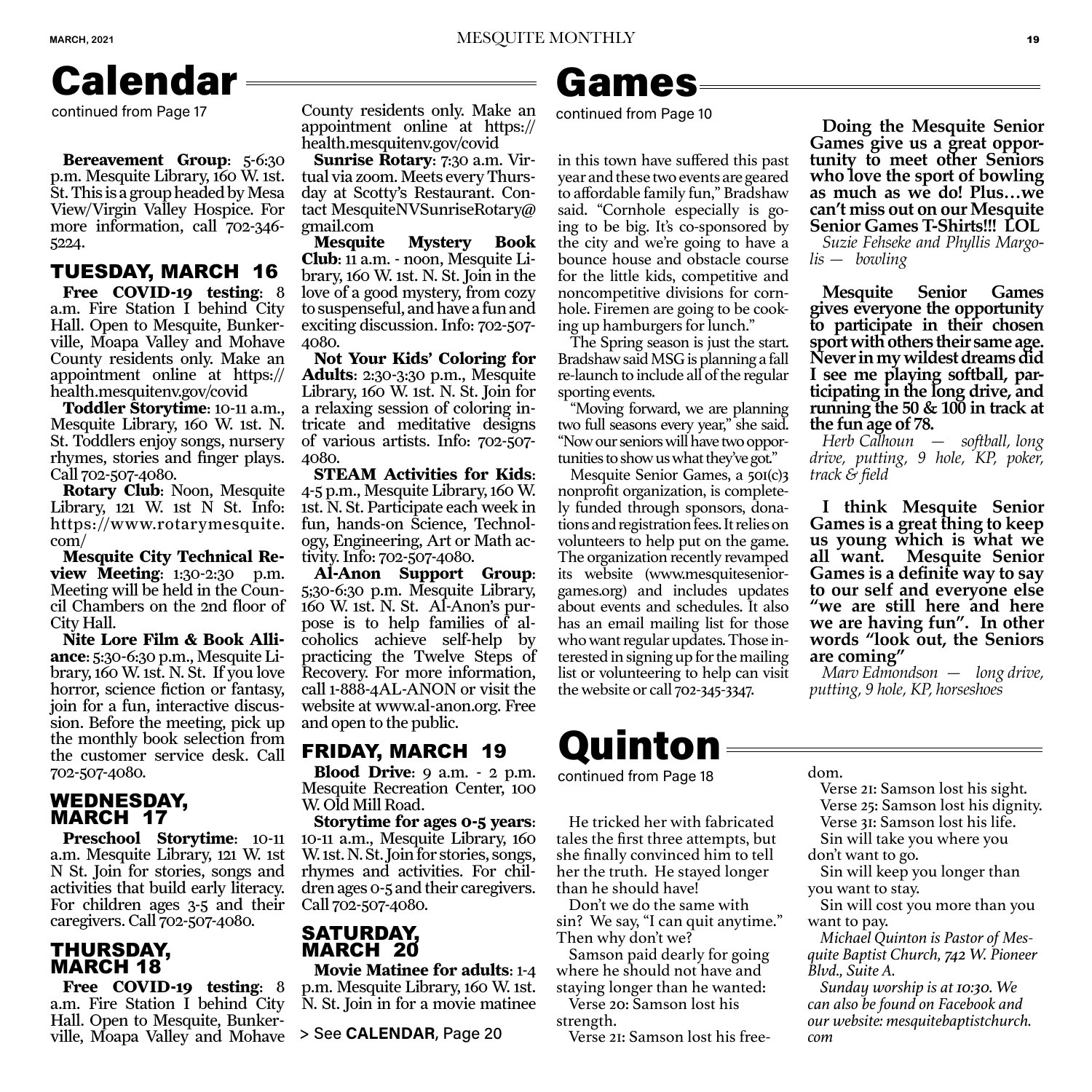# Calendar

continued from Page 17

**Bereavement Group**: 5-6:30 p.m. Mesquite Library, 160 W. 1st. St. This is a group headed by Mesa View/Virgin Valley Hospice. For more information, call 702-346-5224.

## TUESDAY, MARCH 16

**Free COVID-19 testing**: 8 a.m. Fire Station I behind City Hall. Open to Mesquite, Bunkerville, Moapa Valley and Mohave County residents only. Make an appointment online at https://health.mesquitenv.gov/covid

**Toddler Storytime**: 10-11 a.m., Mesquite Library, 160 W. 1st. N. St. Toddlers enjoy songs, nursery rhymes, stories and finger plays. Call 702-507-4080.

**Rotary Club**: Noon, Mesquite Library, 121 W. 1st N St. Info: https://www.rotarymesquite.com/

**Mesquite City Technical Review Meeting**: 1:30-2:30 p.m. Meeting will be held in the Council Chambers on the 2nd floor of City Hall.

**Nite Lore Film & Book Alliance**: 5:30-6:30 p.m., Mesquite Library, 160 W. 1st. N. St. If you love horror, science fiction or fantasy, join for a fun, interactive discussion. Before the meeting, pick up the monthly book selection from the customer service desk. Call 702-507-4080.

## WEDNESDAY, MARCH 17

**Preschool Storytime**: 10-11 a.m. Mesquite Library, 121 W. 1st N St. Join for stories, songs and activities that build early literacy. For children ages 3-5 and their caregivers. Call 702-507-4080.

## THURSDAY, MARCH 18

**Free COVID-19 testing**: 8 a.m. Fire Station I behind City Hall. Open to Mesquite, Bunkerville, Moapa Valley and Mohave County residents only. Make an appointment online at https://health.mesquitenv.gov/covid

**Sunrise Rotary**: 7:30 a.m. Virtual via zoom. Meets every Thursday at Scotty's Restaurant. Contact MesquiteNVSunriseRotary@gmail.com

**Mesquite Mystery Book Club**: 11 a.m. - noon, Mesquite Library, 160 W. 1st. N. St. Join in the love of a good mystery, from cozy to suspenseful, and have a fun and exciting discussion. Info: 702-507-4080.

**Not Your Kids' Coloring for Adults**: 2:30-3:30 p.m., Mesquite Library, 160 W. 1st. N. St. Join for a relaxing session of coloring intricate and meditative designs of various artists. Info: 702-507-4080.

**STEAM Activities for Kids**: 4-5 p.m., Mesquite Library, 160 W. 1st. N. St. Participate each week in fun, hands-on Science, Technology, Engineering, Art or Math activity. Info: 702-507-4080.

**Al-Anon Support Group**: 5;30-6:30 p.m. Mesquite Library, 160 W. 1st. N. St. Al-Anon's purpose is to help families of alcoholics achieve self-help by practicing the Twelve Steps of Recovery. For more information, call 1-888-4AL-ANON or visit the website at www.al-anon.org. Free and open to the public.

## FRIDAY, MARCH 19

**Blood Drive**: 9 a.m. - 2 p.m. Mesquite Recreation Center, 100 W. Old Mill Road.

**Storytime for ages 0-5 years**: 10-11 a.m., Mesquite Library, 160 W. 1st. N. St. Join for stories, songs, rhymes and activities. For children ages 0-5 and their caregivers. Call 702-507-4080.

## SATURDAY, MARCH 20

**Movie Matinee for adults**: 1-4 p.m. Mesquite Library, 160 W. 1st. N. St. Join in for a movie matinee

> See **CALENDAR**, Page 20

# Games

continued from Page 10

in this town have suffered this past year and these two events are geared to affordable family fun," Bradshaw said. "Cornhole especially is going to be big. It's co-sponsored by the city and we're going to have a bounce house and obstacle course for the little kids, competitive and noncompetitive divisions for cornhole. Firemen are going to be cooking up hamburgers for lunch."

The Spring season is just the start. Bradshaw said MSG is planning a fall re-launch to include all of the regular sporting events.

"Moving forward, we are planning two full seasons every year," she said. "Now our seniors will have two opportunities to show us what they've got."

Mesquite Senior Games, a 501(c)3 nonprofit organization, is completely funded through sponsors, donations and registration fees. It relies on volunteers to help put on the game. The organization recently revamped its website (www.mesquiteseniorgames.org) and includes updates about events and schedules. It also has an email mailing list for those who want regular updates. Those interested in signing up for the mailing list or volunteering to help can visit the website or call 702-345-3347.

**Doing the Mesquite Senior Games give us a great opportunity to meet other Seniors who love the sport of bowling as much as we do! Plus…we can't miss out on our Mesquite Senior Games T-Shirts!!! LOL**

*Suzie Fehseke and Phyllis Margolis — bowling*

**Mesquite Senior Games gives everyone the opportunity to participate in their chosen sport with others their same age. Never in my wildest dreams did I see me playing softball, participating in the long drive, and running the 50 & 100 in track at the fun age of 78.**

*Herb Calhoun — softball, long drive, putting, 9 hole, KP, poker, track & field*

**I think Mesquite Senior Games is a great thing to keep us young which is what we all want. Mesquite Senior Games is a definite way to say to our self and everyone else "we are still here and here we are having fun". In other words "look out, the Seniors are coming"**

*Marv Edmondson — long drive, putting, 9 hole, KP, horseshoes*

# Quinton

continued from Page 18

He tricked her with fabricated tales the first three attempts, but she finally convinced him to tell her the truth. He stayed longer than he should have!

Don't we do the same with sin? We say, "I can quit anytime." Then why don't we?

Samson paid dearly for going where he should not have and staying longer than he wanted:

Verse 20: Samson lost his strength.

Verse 21: Samson lost his freedom.

Verse 21: Samson lost his sight.

Verse 25: Samson lost his dignity.

Verse 31: Samson lost his life.

Sin will take you where you don't want to go.

Sin will keep you longer than you want to stay.

Sin will cost you more than you want to pay.

*Michael Quinton is Pastor of Mesquite Baptist Church, 742 W. Pioneer Blvd., Suite A.*

*Sunday worship is at 10:30. We can also be found on Facebook and our website: mesquitebaptistchurch.com*